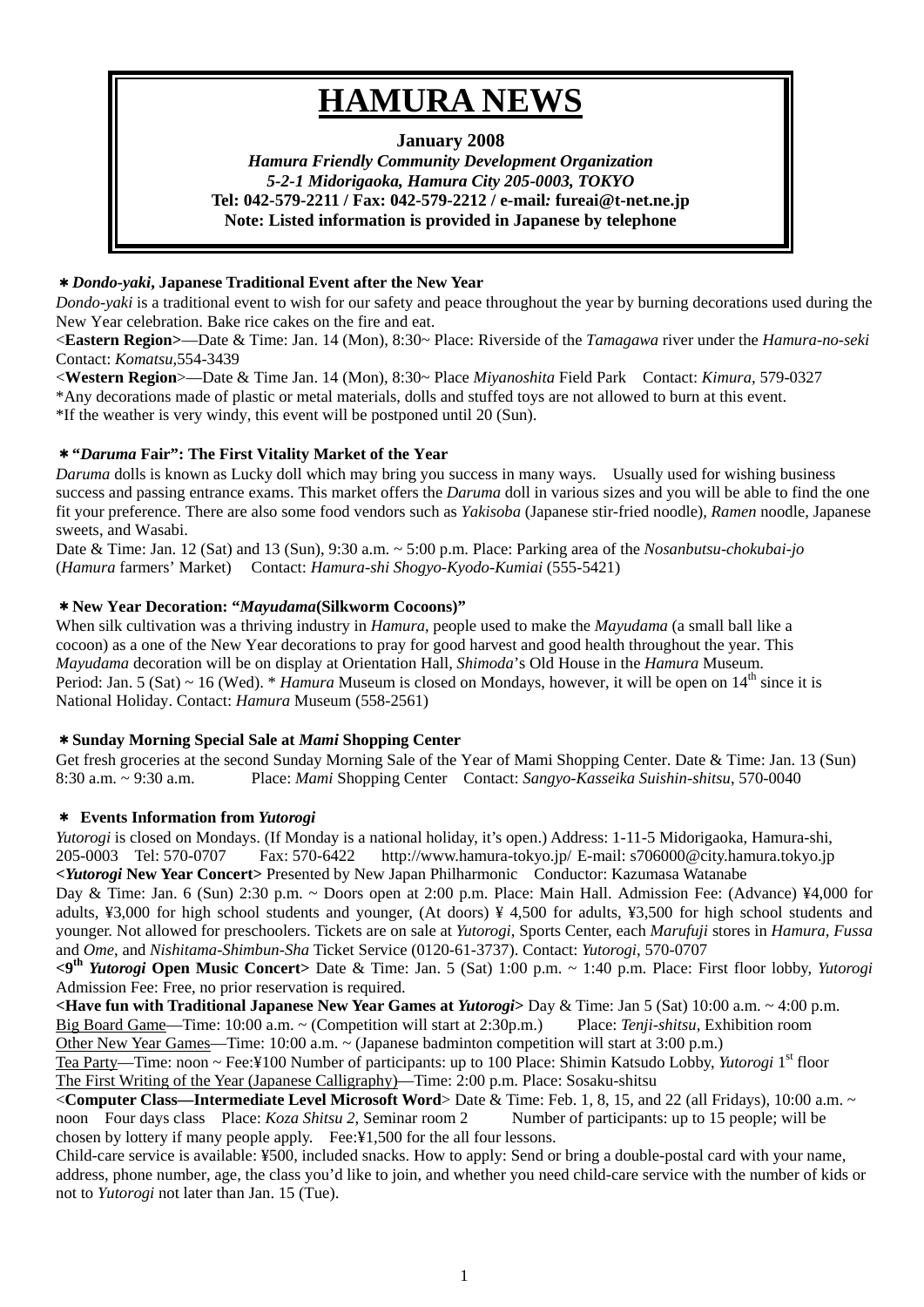# HAMURA NEWS

**January 2008**

***Hamura Friendly Community Development Organization***

***5-2-1 Midorigaoka, Hamura City 205-0003, TOKYO***

**Tel: 042-579-2211 / Fax: 042-579-2212 / e-mail: fureai@t-net.ne.jp**

**Note: Listed information is provided in Japanese by telephone**

### ＊*Dondo-yaki*, Japanese Traditional Event after the New Year

*Dondo-yaki* is a traditional event to wish for our safety and peace throughout the year by burning decorations used during the New Year celebration. Bake rice cakes on the fire and eat.

<**Eastern Region**>—Date & Time: Jan. 14 (Mon), 8:30~ Place: Riverside of the *Tamagawa* river under the *Hamura-no-seki* Contact: *Komatsu*,554-3439

<**Western Region**>—Date & Time Jan. 14 (Mon), 8:30~ Place *Miyanoshita* Field Park Contact: *Kimura*, 579-0327

*Any decorations made of plastic or metal materials, dolls and stuffed toys are not allowed to burn at this event.

*If the weather is very windy, this event will be postponed until 20 (Sun).

### ＊"*Daruma* Fair": The First Vitality Market of the Year

*Daruma* dolls is known as Lucky doll which may bring you success in many ways. Usually used for wishing business success and passing entrance exams. This market offers the *Daruma* doll in various sizes and you will be able to find the one fit your preference. There are also some food vendors such as *Yakisoba* (Japanese stir-fried noodle), *Ramen* noodle, Japanese sweets, and Wasabi.

Date & Time: Jan. 12 (Sat) and 13 (Sun), 9:30 a.m. ~ 5:00 p.m. Place: Parking area of the *Nosanbutsu-chokubai-jo* (*Hamura* farmers' Market) Contact: *Hamura-shi Shogyo-Kyodo-Kumiai* (555-5421)

### ＊New Year Decoration: "*Mayudama*(Silkworm Cocoons)"

When silk cultivation was a thriving industry in *Hamura*, people used to make the *Mayudama* (a small ball like a cocoon) as a one of the New Year decorations to pray for good harvest and good health throughout the year. This *Mayudama* decoration will be on display at Orientation Hall, *Shimoda*'s Old House in the *Hamura* Museum.

Period: Jan. 5 (Sat) ~ 16 (Wed). * *Hamura* Museum is closed on Mondays, however, it will be open on 14th since it is National Holiday. Contact: *Hamura* Museum (558-2561)

### ＊Sunday Morning Special Sale at *Mami* Shopping Center

Get fresh groceries at the second Sunday Morning Sale of the Year of Mami Shopping Center. Date & Time: Jan. 13 (Sun) 8:30 a.m. ~ 9:30 a.m. Place: *Mami* Shopping Center Contact: *Sangyo-Kasseika Suishin-shitsu*, 570-0040

### ＊ Events Information from *Yutorogi*

*Yutorogi* is closed on Mondays. (If Monday is a national holiday, it's open.) Address: 1-11-5 Midorigaoka, Hamura-shi, 205-0003 Tel: 570-0707 Fax: 570-6422 http://www.hamura-tokyo.jp/ E-mail: s706000@city.hamura.tokyo.jp

**<*Yutorogi* New Year Concert>** Presented by New Japan Philharmonic Conductor: Kazumasa Watanabe

Day & Time: Jan. 6 (Sun) 2:30 p.m. ~ Doors open at 2:00 p.m. Place: Main Hall. Admission Fee: (Advance) ¥4,000 for adults, ¥3,000 for high school students and younger, (At doors) ¥ 4,500 for adults, ¥3,500 for high school students and younger. Not allowed for preschoolers. Tickets are on sale at *Yutorogi*, Sports Center, each *Marufuji* stores in *Hamura*, *Fussa* and *Ome*, and *Nishitama-Shimbun-Sha* Ticket Service (0120-61-3737). Contact: *Yutorogi*, 570-0707

**<9th *Yutorogi* Open Music Concert>** Date & Time: Jan. 5 (Sat) 1:00 p.m. ~ 1:40 p.m. Place: First floor lobby, *Yutorogi* Admission Fee: Free, no prior reservation is required.

**<Have fun with Traditional Japanese New Year Games at *Yutorogi*>** Day & Time: Jan 5 (Sat) 10:00 a.m. ~ 4:00 p.m.

Big Board Game—Time: 10:00 a.m. ~ (Competition will start at 2:30p.m.) Place: *Tenji-shitsu*, Exhibition room

Other New Year Games—Time: 10:00 a.m. ~ (Japanese badminton competition will start at 3:00 p.m.)

Tea Party—Time: noon ~ Fee:¥100 Number of participants: up to 100 Place: Shimin Katsudo Lobby, *Yutorogi* 1st floor

The First Writing of the Year (Japanese Calligraphy)—Time: 2:00 p.m. Place: Sosaku-shitsu

<**Computer Class—Intermediate Level Microsoft Word**> Date & Time: Feb. 1, 8, 15, and 22 (all Fridays), 10:00 a.m. ~ noon Four days class Place: *Koza Shitsu 2*, Seminar room 2 Number of participants: up to 15 people; will be chosen by lottery if many people apply. Fee:¥1,500 for the all four lessons.

Child-care service is available: ¥500, included snacks. How to apply: Send or bring a double-postal card with your name, address, phone number, age, the class you'd like to join, and whether you need child-care service with the number of kids or not to *Yutorogi* not later than Jan. 15 (Tue).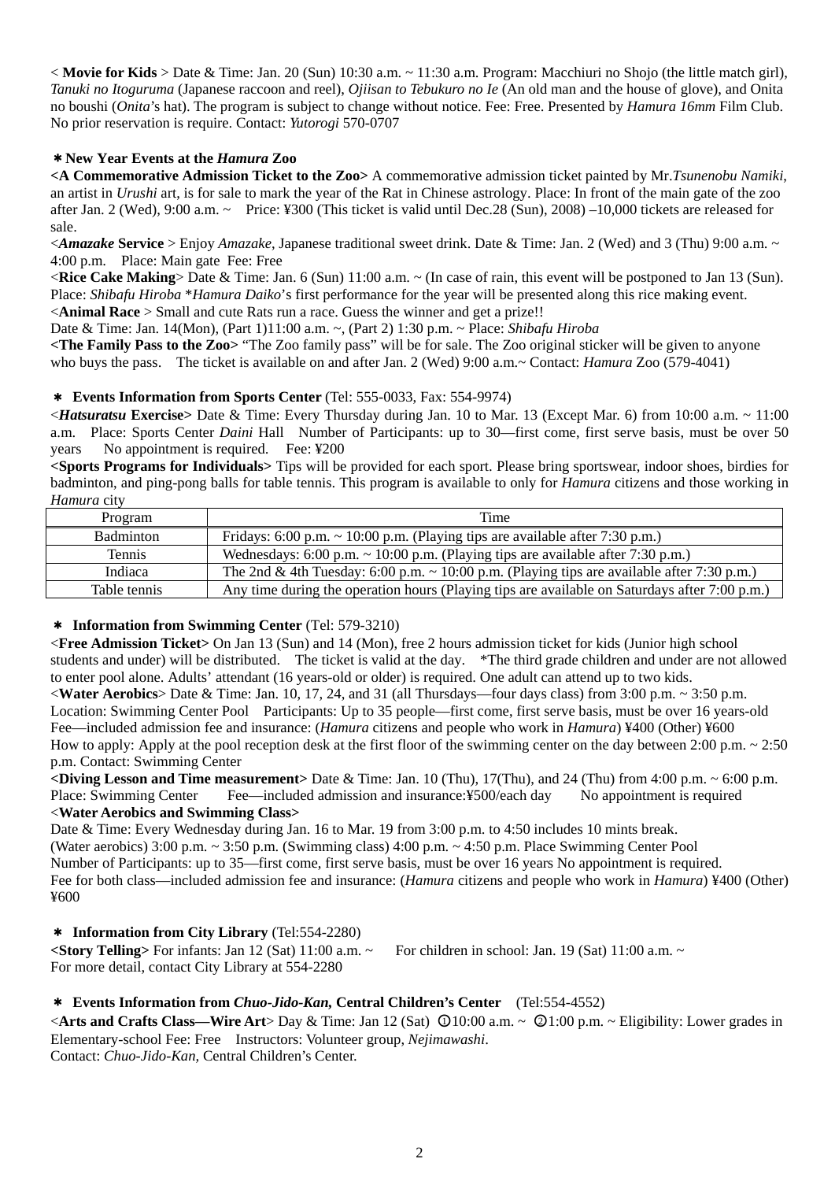< **Movie for Kids** > Date & Time: Jan. 20 (Sun) 10:30 a.m. ~ 11:30 a.m. Program: Macchiuri no Shojo (the little match girl), *Tanuki no Itoguruma* (Japanese raccoon and reel), *Ojiisan to Tebukuro no Ie* (An old man and the house of glove), and Onita no boushi (*Onita*'s hat). The program is subject to change without notice. Fee: Free. Presented by *Hamura 16mm* Film Club. No prior reservation is require. Contact: *Yutorogi* 570-0707

**＊New Year Events at the *Hamura* Zoo**

**<A Commemorative Admission Ticket to the Zoo>** A commemorative admission ticket painted by Mr.*Tsunenobu Namiki*, an artist in *Urushi* art, is for sale to mark the year of the Rat in Chinese astrology. Place: In front of the main gate of the zoo after Jan. 2 (Wed), 9:00 a.m. ~ Price: ¥300 (This ticket is valid until Dec.28 (Sun), 2008) –10,000 tickets are released for sale.

<***Amazake* Service** > Enjoy *Amazake*, Japanese traditional sweet drink. Date & Time: Jan. 2 (Wed) and 3 (Thu) 9:00 a.m. ~ 4:00 p.m. Place: Main gate Fee: Free

<**Rice Cake Making**> Date & Time: Jan. 6 (Sun) 11:00 a.m. ~ (In case of rain, this event will be postponed to Jan 13 (Sun). Place: *Shibafu Hiroba* *\*Hamura Daiko*'s first performance for the year will be presented along this rice making event.

<**Animal Race** > Small and cute Rats run a race. Guess the winner and get a prize!!

Date & Time: Jan. 14(Mon), (Part 1)11:00 a.m. ~, (Part 2) 1:30 p.m. ~ Place: *Shibafu Hiroba*

**<The Family Pass to the Zoo>** "The Zoo family pass" will be for sale. The Zoo original sticker will be given to anyone who buys the pass. The ticket is available on and after Jan. 2 (Wed) 9:00 a.m.~ Contact: *Hamura* Zoo (579-4041)

**＊ Events Information from Sports Center** (Tel: 555-0033, Fax: 554-9974)

<***Hatsuratsu* Exercise>** Date & Time: Every Thursday during Jan. 10 to Mar. 13 (Except Mar. 6) from 10:00 a.m. ~ 11:00 a.m. Place: Sports Center *Daini* Hall Number of Participants: up to 30—first come, first serve basis, must be over 50 years No appointment is required. Fee: ¥200

**<Sports Programs for Individuals>** Tips will be provided for each sport. Please bring sportswear, indoor shoes, birdies for badminton, and ping-pong balls for table tennis. This program is available to only for *Hamura* citizens and those working in *Hamura* city

| Program | Time |
|---|---|
| Badminton | Fridays: 6:00 p.m. ~ 10:00 p.m. (Playing tips are available after 7:30 p.m.) |
| Tennis | Wednesdays: 6:00 p.m. ~ 10:00 p.m. (Playing tips are available after 7:30 p.m.) |
| Indiaca | The 2nd & 4th Tuesday: 6:00 p.m. ~ 10:00 p.m. (Playing tips are available after 7:30 p.m.) |
| Table tennis | Any time during the operation hours (Playing tips are available on Saturdays after 7:00 p.m.) |

**＊ Information from Swimming Center** (Tel: 579-3210)

<**Free Admission Ticket>** On Jan 13 (Sun) and 14 (Mon), free 2 hours admission ticket for kids (Junior high school students and under) will be distributed. The ticket is valid at the day. \*The third grade children and under are not allowed to enter pool alone. Adults' attendant (16 years-old or older) is required. One adult can attend up to two kids.

<**Water Aerobics**> Date & Time: Jan. 10, 17, 24, and 31 (all Thursdays—four days class) from 3:00 p.m. ~ 3:50 p.m. Location: Swimming Center Pool Participants: Up to 35 people—first come, first serve basis, must be over 16 years-old Fee—included admission fee and insurance: (*Hamura* citizens and people who work in *Hamura*) ¥400 (Other) ¥600 How to apply: Apply at the pool reception desk at the first floor of the swimming center on the day between 2:00 p.m. ~ 2:50 p.m. Contact: Swimming Center

**<Diving Lesson and Time measurement>** Date & Time: Jan. 10 (Thu), 17(Thu), and 24 (Thu) from 4:00 p.m. ~ 6:00 p.m. Place: Swimming Center Fee—included admission and insurance:¥500/each day No appointment is required

<**Water Aerobics and Swimming Class>**

Date & Time: Every Wednesday during Jan. 16 to Mar. 19 from 3:00 p.m. to 4:50 includes 10 mints break.
(Water aerobics) 3:00 p.m. ~ 3:50 p.m. (Swimming class) 4:00 p.m. ~ 4:50 p.m. Place Swimming Center Pool
Number of Participants: up to 35—first come, first serve basis, must be over 16 years No appointment is required.
Fee for both class—included admission fee and insurance: (*Hamura* citizens and people who work in *Hamura*) ¥400 (Other) ¥600

**＊ Information from City Library** (Tel:554-2280)

**<Story Telling>** For infants: Jan 12 (Sat) 11:00 a.m. ~ For children in school: Jan. 19 (Sat) 11:00 a.m. ~
For more detail, contact City Library at 554-2280

**＊ Events Information from *Chuo-Jido-Kan,* Central Children's Center** (Tel:554-4552)

<**Arts and Crafts Class—Wire Art**> Day & Time: Jan 12 (Sat) ①10:00 a.m. ~ ②1:00 p.m. ~ Eligibility: Lower grades in Elementary-school Fee: Free Instructors: Volunteer group, *Nejimawashi*.
Contact: *Chuo-Jido-Kan,* Central Children's Center.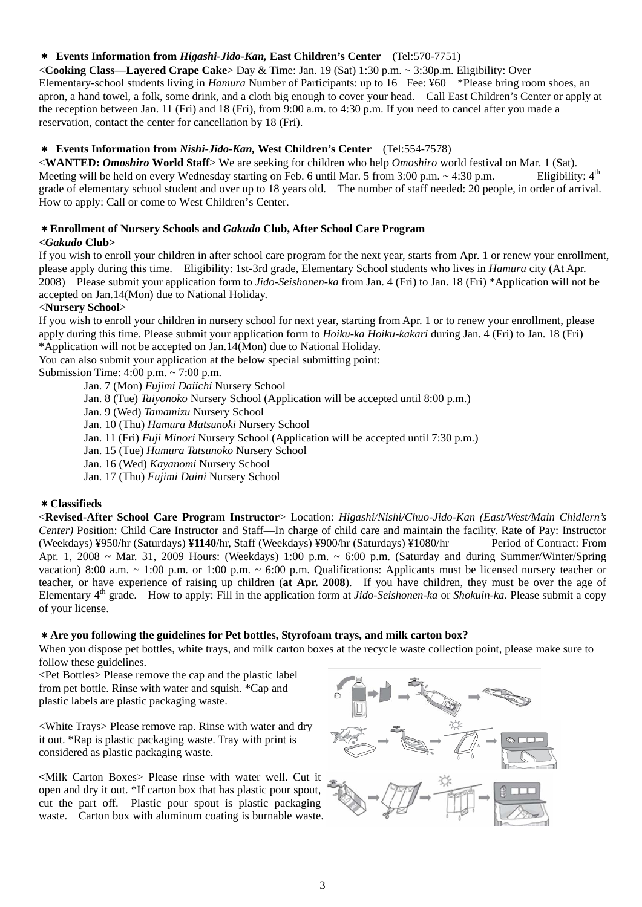### ＊ **Events Information from *Higashi-Jido-Kan,* East Children's Center** (Tel:570-7751)

<**Cooking Class—Layered Crape Cake**> Day & Time: Jan. 19 (Sat) 1:30 p.m. ~ 3:30p.m. Eligibility: Over Elementary-school students living in *Hamura* Number of Participants: up to 16 Fee: ¥60 *Please bring room shoes, an apron, a hand towel, a folk, some drink, and a cloth big enough to cover your head. Call East Children's Center or apply at the reception between Jan. 11 (Fri) and 18 (Fri), from 9:00 a.m. to 4:30 p.m. If you need to cancel after you made a reservation, contact the center for cancellation by 18 (Fri).

### ＊ **Events Information from *Nishi-Jido-Kan,* West Children's Center** (Tel:554-7578)

<**WANTED: *Omoshiro* World Staff**> We are seeking for children who help *Omoshiro* world festival on Mar. 1 (Sat). Meeting will be held on every Wednesday starting on Feb. 6 until Mar. 5 from 3:00 p.m. ~ 4:30 p.m. Eligibility: 4th grade of elementary school student and over up to 18 years old. The number of staff needed: 20 people, in order of arrival. How to apply: Call or come to West Children's Center.

### ＊**Enrollment of Nursery Schools and *Gakudo* Club, After School Care Program**

**<*Gakudo* Club>**

If you wish to enroll your children in after school care program for the next year, starts from Apr. 1 or renew your enrollment, please apply during this time. Eligibility: 1st-3rd grade, Elementary School students who lives in *Hamura* city (At Apr. 2008) Please submit your application form to *Jido-Seishonen-ka* from Jan. 4 (Fri) to Jan. 18 (Fri) *Application will not be accepted on Jan.14(Mon) due to National Holiday.

<**Nursery School**>

If you wish to enroll your children in nursery school for next year, starting from Apr. 1 or to renew your enrollment, please apply during this time. Please submit your application form to *Hoiku-ka Hoiku-kakari* during Jan. 4 (Fri) to Jan. 18 (Fri) *Application will not be accepted on Jan.14(Mon) due to National Holiday.

You can also submit your application at the below special submitting point:

Submission Time: 4:00 p.m. ~ 7:00 p.m.

- Jan. 7 (Mon) *Fujimi Daiichi* Nursery School
- Jan. 8 (Tue) *Taiyonoko* Nursery School (Application will be accepted until 8:00 p.m.)
- Jan. 9 (Wed) *Tamamizu* Nursery School
- Jan. 10 (Thu) *Hamura Matsunoki* Nursery School
- Jan. 11 (Fri) *Fuji Minori* Nursery School (Application will be accepted until 7:30 p.m.)
- Jan. 15 (Tue) *Hamura Tatsunoko* Nursery School
- Jan. 16 (Wed) *Kayanomi* Nursery School
- Jan. 17 (Thu) *Fujimi Daini* Nursery School

### ＊**Classifieds**

<**Revised-After School Care Program Instructor**> Location: *Higashi/Nishi/Chuo-Jido-Kan (East/West/Main Chidlern's Center)* Position: Child Care Instructor and Staff—In charge of child care and maintain the facility. Rate of Pay: Instructor (Weekdays) ¥950/hr (Saturdays) **¥1140**/hr, Staff (Weekdays) ¥900/hr (Saturdays) ¥1080/hr Period of Contract: From Apr. 1, 2008 ~ Mar. 31, 2009 Hours: (Weekdays) 1:00 p.m. ~ 6:00 p.m. (Saturday and during Summer/Winter/Spring vacation) 8:00 a.m. ~ 1:00 p.m. or 1:00 p.m. ~ 6:00 p.m. Qualifications: Applicants must be licensed nursery teacher or teacher, or have experience of raising up children (**at Apr. 2008**). If you have children, they must be over the age of Elementary 4th grade. How to apply: Fill in the application form at *Jido-Seishonen-ka* or *Shokuin-ka.* Please submit a copy of your license.

### ＊**Are you following the guidelines for Pet bottles, Styrofoam trays, and milk carton box?**

When you dispose pet bottles, white trays, and milk carton boxes at the recycle waste collection point, please make sure to follow these guidelines.

<Pet Bottles> Please remove the cap and the plastic label from pet bottle. Rinse with water and squish. *Cap and plastic labels are plastic packaging waste.

<White Trays> Please remove rap. Rinse with water and dry it out. *Rap is plastic packaging waste. Tray with print is considered as plastic packaging waste.

<Milk Carton Boxes> Please rinse with water well. Cut it open and dry it out. *If carton box that has plastic pour spout, cut the part off. Plastic pour spout is plastic packaging waste. Carton box with aluminum coating is burnable waste.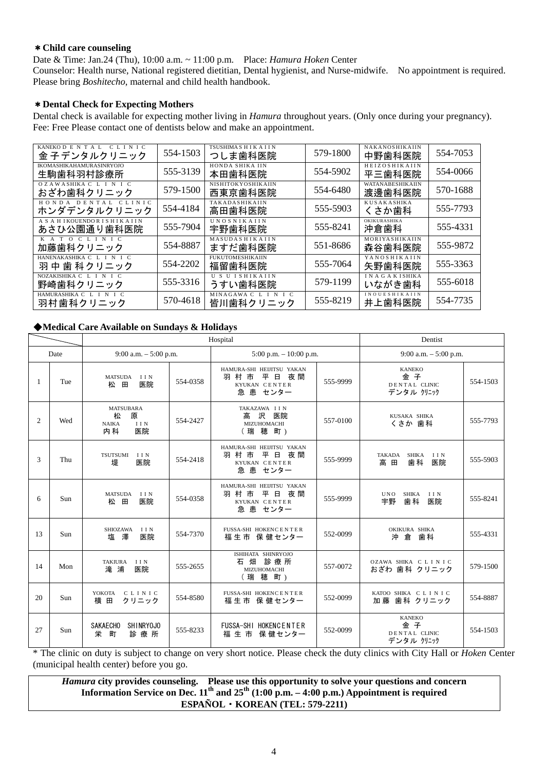### ＊Child care counseling

Date & Time: Jan.24 (Thu), 10:00 a.m. ~ 11:00 p.m.　Place: *Hamura Hoken* Center
Counselor: Health nurse, National registered dietitian, Dental hygienist, and Nurse-midwife.　No appointment is required.
Please bring *Boshitecho*, maternal and child health handbook.

### ＊Dental Check for Expecting Mothers

Dental check is available for expecting mother living in *Hamura* throughout years. (Only once during your pregnancy).
Fee: Free Please contact one of dentists below and make an appointment.

| | | | | | |
|---|---|---|---|---|---|
| KANEKO DENTAL CLINIC 金子デンタルクリニック | 554-1503 | TSUSHIMASHIKAIIN つしま歯科医院 | 579-1800 | NAKANOSHIKAIIN 中野歯科医院 | 554-7053 |
| IKOMASHIKAHAMURASINRYOJO 生駒歯科羽村診療所 | 555-3139 | HONDA SHIKA IIN 本田歯科医院 | 554-5902 | HEIZOSHIKAIIN 平三歯科医院 | 554-0066 |
| OZAWASHIKA CLINIC おざわ歯科クリニック | 579-1500 | NISHITOKYOSHIKAIIN 西東京歯科医院 | 554-6480 | WATANABESHIKAIIN 渡邊歯科医院 | 570-1688 |
| HONDA DENTAL CLINIC ホンダデンタルクリニック | 554-4184 | TAKADASHIKAIIN 高田歯科医院 | 555-5903 | KUSAKASHIKA くさか歯科 | 555-7793 |
| ASAHIKOUENDORISHIKAIIN あさひ公園通り歯科医院 | 555-7904 | UNOSNIKAIIN 宇野歯科医院 | 555-8241 | OKIKURASHIKA 沖倉歯科 | 555-4331 |
| KATO CLINIC 加藤歯科クリニック | 554-8887 | MASUDASHIKAIIN ますだ歯科医院 | 551-8686 | MORIYASHIKAIIN 森谷歯科医院 | 555-9872 |
| HANENAKASHIKA CLINIC 羽中歯科クリニック | 554-2202 | FUKUTOMESHIKAIIN 福留歯科医院 | 555-7064 | YANOSHIKAIIN 矢野歯科医院 | 555-3363 |
| NOZAKISHIKA CLINIC 野崎歯科クリニック | 555-3316 | USUISHIKAIIN うすい歯科医院 | 579-1199 | INAGAKISHIKA いながき歯科 | 555-6018 |
| HAMURASHIKA CLINIC 羽村歯科クリニック | 570-4618 | MINAGAWA CLINIC 皆川歯科クリニック | 555-8219 | INOUESHIKAIIN 井上歯科医院 | 554-7735 |

### ◆Medical Care Available on Sundays & Holidays

| | | Hospital | | | | Dentist | |
|---|---|---|---|---|---|---|---|
| Date | | 9:00 a.m. – 5:00 p.m. | | 5:00 p.m. – 10:00 p.m. | | 9:00 a.m. – 5:00 p.m. | |
| 1 | Tue | MATSUDA IIN 松田 医院 | 554-0358 | HAMURA-SHI HEIJITSU YAKAN KYUKAN CENTER 羽村市 平日 夜間 急患 センター | 555-9999 | KANEKO DENTAL CLINIC 金子 デンタル ｸﾘﾆｯｸ | 554-1503 |
| 2 | Wed | MATSUBARA NAIKA IIN 松原 内科 医院 | 554-2427 | TAKAZAWA IIN 高沢 医院 MIZUHOMACHI (瑞穂 町) | 557-0100 | KUSAKA SHIKA くさか 歯科 | 555-7793 |
| 3 | Thu | TSUTSUMI IIN 堤 医院 | 554-2418 | HAMURA-SHI HEIJITSU YAKAN KYUKAN CENTER 羽村市 平日 夜間 急患 センター | 555-9999 | TAKADA SHIKA IIN 高田 歯科 医院 | 555-5903 |
| 6 | Sun | MATSUDA IIN 松田 医院 | 554-0358 | HAMURA-SHI HEIJITSU YAKAN KYUKAN CENTER 羽村市 平日 夜間 急患 センター | 555-9999 | UNO SHIKA IIN 宇野 歯科 医院 | 555-8241 |
| 13 | Sun | SHIOZAWA IIN 塩澤 医院 | 554-7370 | FUSSA-SHI HOKENCENTER 福生市 保健センター | 552-0099 | OKIKURA SHIKA 沖倉 歯科 | 555-4331 |
| 14 | Mon | TAKIURA IIN 滝浦 医院 | 555-2655 | ISHIHATA SHINRYOJO 石畑 診療所 MIZUHOMACHI (瑞穂 町) | 557-0072 | OZAWA SHIKA CLINIC おざわ 歯科 クリニック | 579-1500 |
| 20 | Sun | YOKOTA CLINIC 横田 クリニック | 554-8580 | FUSSA-SHI HOKENCENTER 福生市 保健センター | 552-0099 | KATOO SHIKA CLINIC 加藤 歯科 クリニック | 554-8887 |
| 27 | Sun | SAKAECHO SHINRYOJO 栄町 診療所 | 555-8233 | FUSSA-SHI HOKENCENTER 福生市 保健センター | 552-0099 | KANEKO DENTAL CLINIC 金子 デンタル ｸﾘﾆｯｸ | 554-1503 |

* The clinic on duty is subject to change on very short notice. Please check the duty clinics with City Hall or *Hoken* Center (municipal health center) before you go.

**_Hamura_ city provides counseling.　Please use this opportunity to solve your questions and concern**
**Information Service on Dec. 11th and 25th (1:00 p.m. – 4:00 p.m.) Appointment is required**
**ESPAÑOL・KOREAN (TEL: 579-2211)**